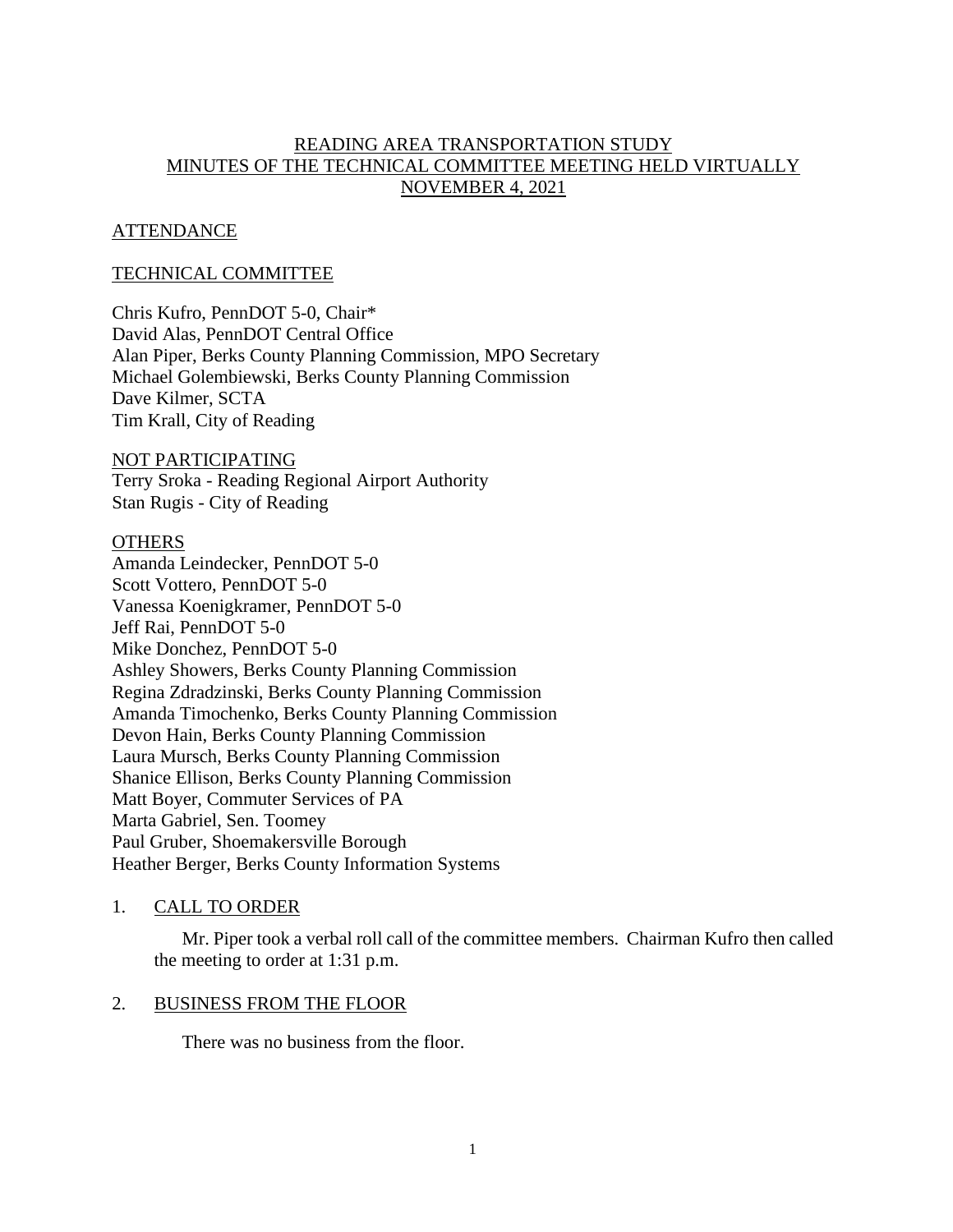# READING AREA TRANSPORTATION STUDY
# MINUTES OF THE TECHNICAL COMMITTEE MEETING HELD VIRTUALLY
# NOVEMBER 4, 2021

## ATTENDANCE

## TECHNICAL COMMITTEE

Chris Kufro, PennDOT 5-0, Chair*
David Alas, PennDOT Central Office
Alan Piper, Berks County Planning Commission, MPO Secretary
Michael Golembiewski, Berks County Planning Commission
Dave Kilmer, SCTA
Tim Krall, City of Reading

## NOT PARTICIPATING

Terry Sroka - Reading Regional Airport Authority
Stan Rugis - City of Reading

## OTHERS

Amanda Leindecker, PennDOT 5-0
Scott Vottero, PennDOT 5-0
Vanessa Koenigkramer, PennDOT 5-0
Jeff Rai, PennDOT 5-0
Mike Donchez, PennDOT 5-0
Ashley Showers, Berks County Planning Commission
Regina Zdradzinski, Berks County Planning Commission
Amanda Timochenko, Berks County Planning Commission
Devon Hain, Berks County Planning Commission
Laura Mursch, Berks County Planning Commission
Shanice Ellison, Berks County Planning Commission
Matt Boyer, Commuter Services of PA
Marta Gabriel, Sen. Toomey
Paul Gruber, Shoemakersville Borough
Heather Berger, Berks County Information Systems

## 1. CALL TO ORDER

Mr. Piper took a verbal roll call of the committee members. Chairman Kufro then called the meeting to order at 1:31 p.m.

## 2. BUSINESS FROM THE FLOOR

There was no business from the floor.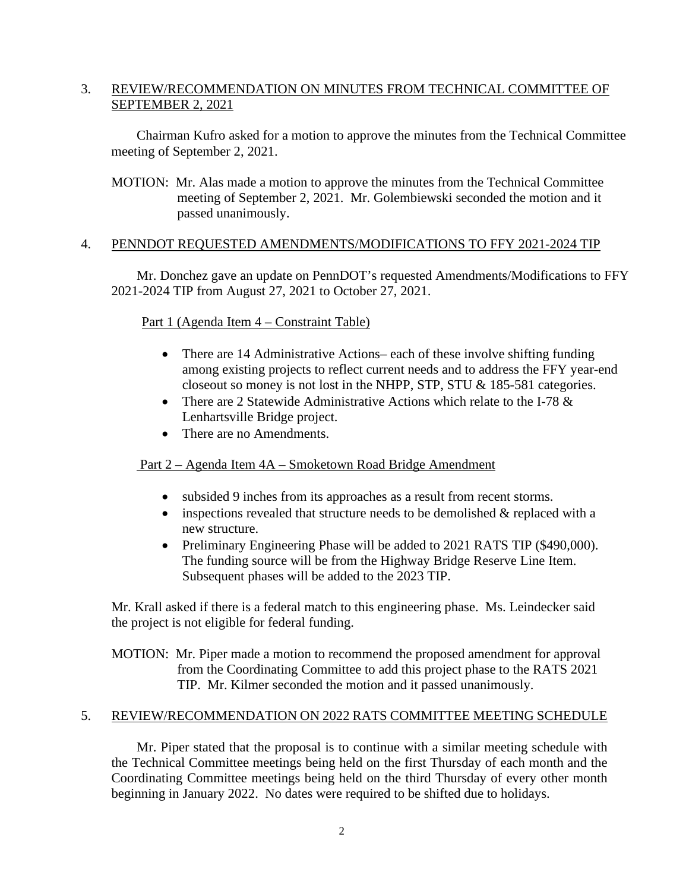## 3. REVIEW/RECOMMENDATION ON MINUTES FROM TECHNICAL COMMITTEE OF SEPTEMBER 2, 2021

Chairman Kufro asked for a motion to approve the minutes from the Technical Committee meeting of September 2, 2021.

MOTION: Mr. Alas made a motion to approve the minutes from the Technical Committee meeting of September 2, 2021. Mr. Golembiewski seconded the motion and it passed unanimously.

## 4. PENNDOT REQUESTED AMENDMENTS/MODIFICATIONS TO FFY 2021-2024 TIP

Mr. Donchez gave an update on PennDOT's requested Amendments/Modifications to FFY 2021-2024 TIP from August 27, 2021 to October 27, 2021.

Part 1 (Agenda Item 4 – Constraint Table)

- There are 14 Administrative Actions– each of these involve shifting funding among existing projects to reflect current needs and to address the FFY year-end closeout so money is not lost in the NHPP, STP, STU & 185-581 categories.
- There are 2 Statewide Administrative Actions which relate to the I-78 & Lenhartsville Bridge project.
- There are no Amendments.

Part 2 – Agenda Item 4A – Smoketown Road Bridge Amendment

- subsided 9 inches from its approaches as a result from recent storms.
- inspections revealed that structure needs to be demolished & replaced with a new structure.
- Preliminary Engineering Phase will be added to 2021 RATS TIP ($490,000). The funding source will be from the Highway Bridge Reserve Line Item. Subsequent phases will be added to the 2023 TIP.

Mr. Krall asked if there is a federal match to this engineering phase. Ms. Leindecker said the project is not eligible for federal funding.

MOTION: Mr. Piper made a motion to recommend the proposed amendment for approval from the Coordinating Committee to add this project phase to the RATS 2021 TIP. Mr. Kilmer seconded the motion and it passed unanimously.

## 5. REVIEW/RECOMMENDATION ON 2022 RATS COMMITTEE MEETING SCHEDULE

Mr. Piper stated that the proposal is to continue with a similar meeting schedule with the Technical Committee meetings being held on the first Thursday of each month and the Coordinating Committee meetings being held on the third Thursday of every other month beginning in January 2022. No dates were required to be shifted due to holidays.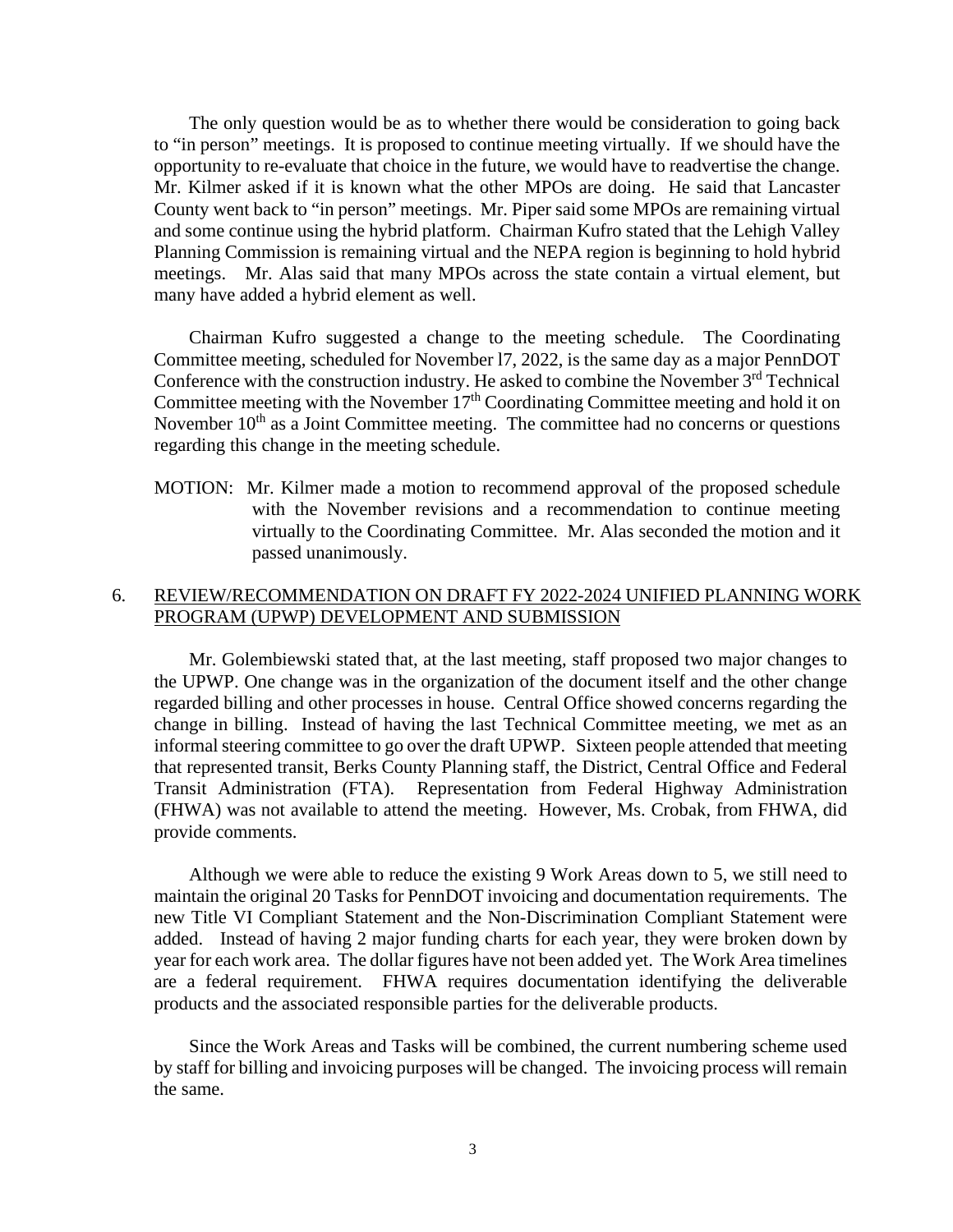The only question would be as to whether there would be consideration to going back to "in person" meetings. It is proposed to continue meeting virtually. If we should have the opportunity to re-evaluate that choice in the future, we would have to readvertise the change. Mr. Kilmer asked if it is known what the other MPOs are doing. He said that Lancaster County went back to "in person" meetings. Mr. Piper said some MPOs are remaining virtual and some continue using the hybrid platform. Chairman Kufro stated that the Lehigh Valley Planning Commission is remaining virtual and the NEPA region is beginning to hold hybrid meetings. Mr. Alas said that many MPOs across the state contain a virtual element, but many have added a hybrid element as well.

Chairman Kufro suggested a change to the meeting schedule. The Coordinating Committee meeting, scheduled for November l7, 2022, is the same day as a major PennDOT Conference with the construction industry. He asked to combine the November 3rd Technical Committee meeting with the November 17th Coordinating Committee meeting and hold it on November 10th as a Joint Committee meeting. The committee had no concerns or questions regarding this change in the meeting schedule.

MOTION: Mr. Kilmer made a motion to recommend approval of the proposed schedule with the November revisions and a recommendation to continue meeting virtually to the Coordinating Committee. Mr. Alas seconded the motion and it passed unanimously.

6. <u>REVIEW/RECOMMENDATION ON DRAFT FY 2022-2024 UNIFIED PLANNING WORK PROGRAM (UPWP) DEVELOPMENT AND SUBMISSION</u>

Mr. Golembiewski stated that, at the last meeting, staff proposed two major changes to the UPWP. One change was in the organization of the document itself and the other change regarded billing and other processes in house. Central Office showed concerns regarding the change in billing. Instead of having the last Technical Committee meeting, we met as an informal steering committee to go over the draft UPWP. Sixteen people attended that meeting that represented transit, Berks County Planning staff, the District, Central Office and Federal Transit Administration (FTA). Representation from Federal Highway Administration (FHWA) was not available to attend the meeting. However, Ms. Crobak, from FHWA, did provide comments.

Although we were able to reduce the existing 9 Work Areas down to 5, we still need to maintain the original 20 Tasks for PennDOT invoicing and documentation requirements. The new Title VI Compliant Statement and the Non-Discrimination Compliant Statement were added. Instead of having 2 major funding charts for each year, they were broken down by year for each work area. The dollar figures have not been added yet. The Work Area timelines are a federal requirement. FHWA requires documentation identifying the deliverable products and the associated responsible parties for the deliverable products.

Since the Work Areas and Tasks will be combined, the current numbering scheme used by staff for billing and invoicing purposes will be changed. The invoicing process will remain the same.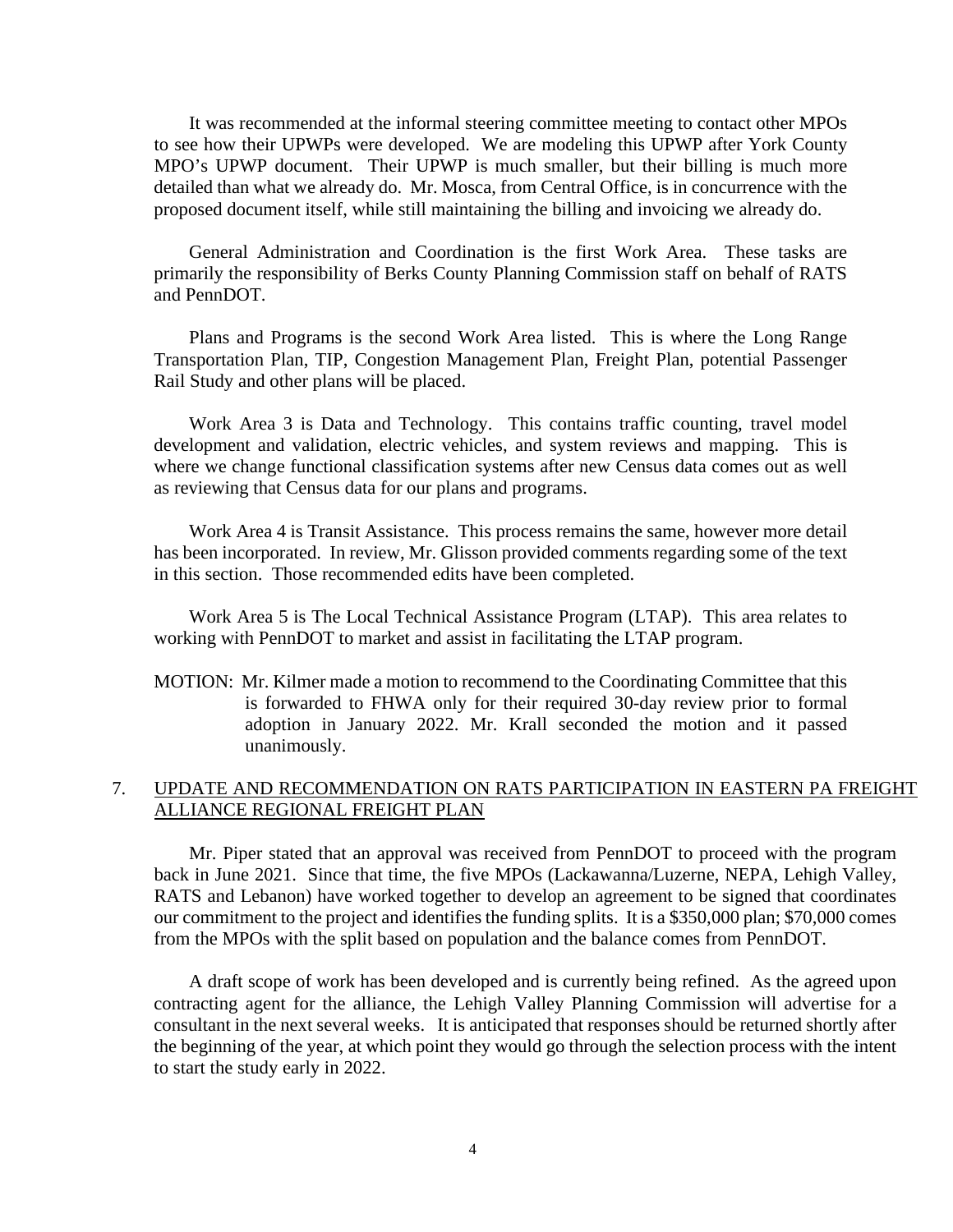It was recommended at the informal steering committee meeting to contact other MPOs to see how their UPWPs were developed. We are modeling this UPWP after York County MPO's UPWP document. Their UPWP is much smaller, but their billing is much more detailed than what we already do. Mr. Mosca, from Central Office, is in concurrence with the proposed document itself, while still maintaining the billing and invoicing we already do.

General Administration and Coordination is the first Work Area. These tasks are primarily the responsibility of Berks County Planning Commission staff on behalf of RATS and PennDOT.

Plans and Programs is the second Work Area listed. This is where the Long Range Transportation Plan, TIP, Congestion Management Plan, Freight Plan, potential Passenger Rail Study and other plans will be placed.

Work Area 3 is Data and Technology. This contains traffic counting, travel model development and validation, electric vehicles, and system reviews and mapping. This is where we change functional classification systems after new Census data comes out as well as reviewing that Census data for our plans and programs.

Work Area 4 is Transit Assistance. This process remains the same, however more detail has been incorporated. In review, Mr. Glisson provided comments regarding some of the text in this section. Those recommended edits have been completed.

Work Area 5 is The Local Technical Assistance Program (LTAP). This area relates to working with PennDOT to market and assist in facilitating the LTAP program.

MOTION: Mr. Kilmer made a motion to recommend to the Coordinating Committee that this is forwarded to FHWA only for their required 30-day review prior to formal adoption in January 2022. Mr. Krall seconded the motion and it passed unanimously.

7. UPDATE AND RECOMMENDATION ON RATS PARTICIPATION IN EASTERN PA FREIGHT ALLIANCE REGIONAL FREIGHT PLAN

Mr. Piper stated that an approval was received from PennDOT to proceed with the program back in June 2021. Since that time, the five MPOs (Lackawanna/Luzerne, NEPA, Lehigh Valley, RATS and Lebanon) have worked together to develop an agreement to be signed that coordinates our commitment to the project and identifies the funding splits. It is a $350,000 plan; $70,000 comes from the MPOs with the split based on population and the balance comes from PennDOT.

A draft scope of work has been developed and is currently being refined. As the agreed upon contracting agent for the alliance, the Lehigh Valley Planning Commission will advertise for a consultant in the next several weeks. It is anticipated that responses should be returned shortly after the beginning of the year, at which point they would go through the selection process with the intent to start the study early in 2022.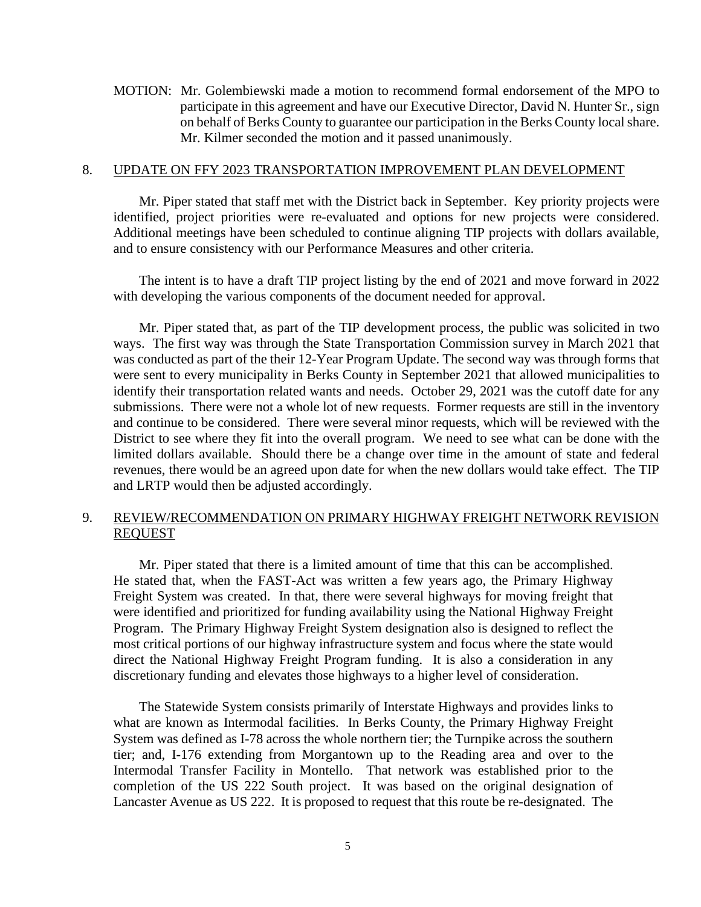MOTION: Mr. Golembiewski made a motion to recommend formal endorsement of the MPO to participate in this agreement and have our Executive Director, David N. Hunter Sr., sign on behalf of Berks County to guarantee our participation in the Berks County local share. Mr. Kilmer seconded the motion and it passed unanimously.

## 8. UPDATE ON FFY 2023 TRANSPORTATION IMPROVEMENT PLAN DEVELOPMENT

Mr. Piper stated that staff met with the District back in September. Key priority projects were identified, project priorities were re-evaluated and options for new projects were considered. Additional meetings have been scheduled to continue aligning TIP projects with dollars available, and to ensure consistency with our Performance Measures and other criteria.

The intent is to have a draft TIP project listing by the end of 2021 and move forward in 2022 with developing the various components of the document needed for approval.

Mr. Piper stated that, as part of the TIP development process, the public was solicited in two ways. The first way was through the State Transportation Commission survey in March 2021 that was conducted as part of the their 12-Year Program Update. The second way was through forms that were sent to every municipality in Berks County in September 2021 that allowed municipalities to identify their transportation related wants and needs. October 29, 2021 was the cutoff date for any submissions. There were not a whole lot of new requests. Former requests are still in the inventory and continue to be considered. There were several minor requests, which will be reviewed with the District to see where they fit into the overall program. We need to see what can be done with the limited dollars available. Should there be a change over time in the amount of state and federal revenues, there would be an agreed upon date for when the new dollars would take effect. The TIP and LRTP would then be adjusted accordingly.

## 9. REVIEW/RECOMMENDATION ON PRIMARY HIGHWAY FREIGHT NETWORK REVISION REQUEST

Mr. Piper stated that there is a limited amount of time that this can be accomplished. He stated that, when the FAST-Act was written a few years ago, the Primary Highway Freight System was created. In that, there were several highways for moving freight that were identified and prioritized for funding availability using the National Highway Freight Program. The Primary Highway Freight System designation also is designed to reflect the most critical portions of our highway infrastructure system and focus where the state would direct the National Highway Freight Program funding. It is also a consideration in any discretionary funding and elevates those highways to a higher level of consideration.

The Statewide System consists primarily of Interstate Highways and provides links to what are known as Intermodal facilities. In Berks County, the Primary Highway Freight System was defined as I-78 across the whole northern tier; the Turnpike across the southern tier; and, I-176 extending from Morgantown up to the Reading area and over to the Intermodal Transfer Facility in Montello. That network was established prior to the completion of the US 222 South project. It was based on the original designation of Lancaster Avenue as US 222. It is proposed to request that this route be re-designated. The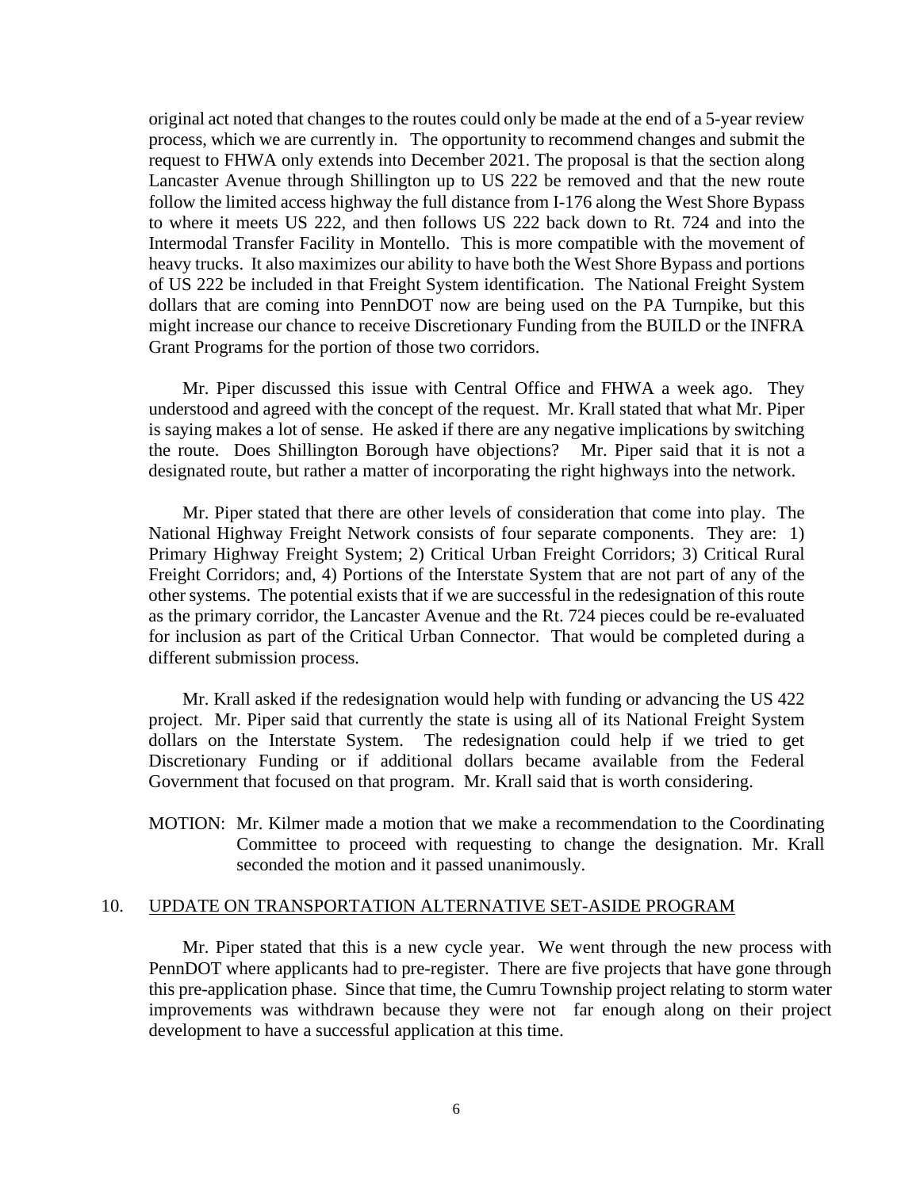original act noted that changes to the routes could only be made at the end of a 5-year review process, which we are currently in. The opportunity to recommend changes and submit the request to FHWA only extends into December 2021. The proposal is that the section along Lancaster Avenue through Shillington up to US 222 be removed and that the new route follow the limited access highway the full distance from I-176 along the West Shore Bypass to where it meets US 222, and then follows US 222 back down to Rt. 724 and into the Intermodal Transfer Facility in Montello. This is more compatible with the movement of heavy trucks. It also maximizes our ability to have both the West Shore Bypass and portions of US 222 be included in that Freight System identification. The National Freight System dollars that are coming into PennDOT now are being used on the PA Turnpike, but this might increase our chance to receive Discretionary Funding from the BUILD or the INFRA Grant Programs for the portion of those two corridors.

Mr. Piper discussed this issue with Central Office and FHWA a week ago. They understood and agreed with the concept of the request. Mr. Krall stated that what Mr. Piper is saying makes a lot of sense. He asked if there are any negative implications by switching the route. Does Shillington Borough have objections? Mr. Piper said that it is not a designated route, but rather a matter of incorporating the right highways into the network.

Mr. Piper stated that there are other levels of consideration that come into play. The National Highway Freight Network consists of four separate components. They are: 1) Primary Highway Freight System; 2) Critical Urban Freight Corridors; 3) Critical Rural Freight Corridors; and, 4) Portions of the Interstate System that are not part of any of the other systems. The potential exists that if we are successful in the redesignation of this route as the primary corridor, the Lancaster Avenue and the Rt. 724 pieces could be re-evaluated for inclusion as part of the Critical Urban Connector. That would be completed during a different submission process.

Mr. Krall asked if the redesignation would help with funding or advancing the US 422 project. Mr. Piper said that currently the state is using all of its National Freight System dollars on the Interstate System. The redesignation could help if we tried to get Discretionary Funding or if additional dollars became available from the Federal Government that focused on that program. Mr. Krall said that is worth considering.

MOTION: Mr. Kilmer made a motion that we make a recommendation to the Coordinating Committee to proceed with requesting to change the designation. Mr. Krall seconded the motion and it passed unanimously.

10. UPDATE ON TRANSPORTATION ALTERNATIVE SET-ASIDE PROGRAM

Mr. Piper stated that this is a new cycle year. We went through the new process with PennDOT where applicants had to pre-register. There are five projects that have gone through this pre-application phase. Since that time, the Cumru Township project relating to storm water improvements was withdrawn because they were not far enough along on their project development to have a successful application at this time.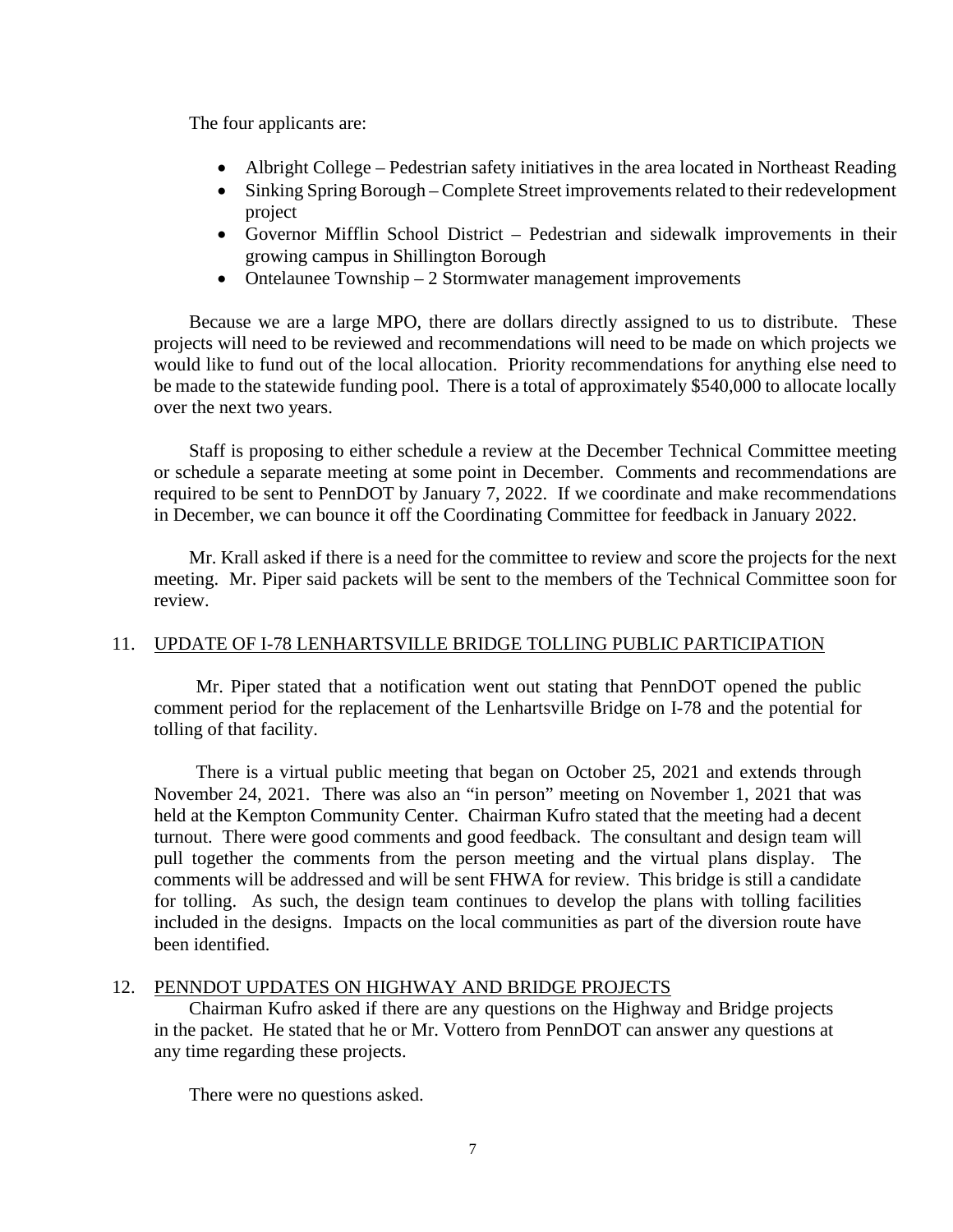The four applicants are:

- Albright College – Pedestrian safety initiatives in the area located in Northeast Reading
- Sinking Spring Borough – Complete Street improvements related to their redevelopment project
- Governor Mifflin School District – Pedestrian and sidewalk improvements in their growing campus in Shillington Borough
- Ontelaunee Township – 2 Stormwater management improvements

Because we are a large MPO, there are dollars directly assigned to us to distribute. These projects will need to be reviewed and recommendations will need to be made on which projects we would like to fund out of the local allocation. Priority recommendations for anything else need to be made to the statewide funding pool. There is a total of approximately $540,000 to allocate locally over the next two years.

Staff is proposing to either schedule a review at the December Technical Committee meeting or schedule a separate meeting at some point in December. Comments and recommendations are required to be sent to PennDOT by January 7, 2022. If we coordinate and make recommendations in December, we can bounce it off the Coordinating Committee for feedback in January 2022.

Mr. Krall asked if there is a need for the committee to review and score the projects for the next meeting. Mr. Piper said packets will be sent to the members of the Technical Committee soon for review.

## 11. UPDATE OF I-78 LENHARTSVILLE BRIDGE TOLLING PUBLIC PARTICIPATION

Mr. Piper stated that a notification went out stating that PennDOT opened the public comment period for the replacement of the Lenhartsville Bridge on I-78 and the potential for tolling of that facility.

There is a virtual public meeting that began on October 25, 2021 and extends through November 24, 2021. There was also an "in person" meeting on November 1, 2021 that was held at the Kempton Community Center. Chairman Kufro stated that the meeting had a decent turnout. There were good comments and good feedback. The consultant and design team will pull together the comments from the person meeting and the virtual plans display. The comments will be addressed and will be sent FHWA for review. This bridge is still a candidate for tolling. As such, the design team continues to develop the plans with tolling facilities included in the designs. Impacts on the local communities as part of the diversion route have been identified.

## 12. PENNDOT UPDATES ON HIGHWAY AND BRIDGE PROJECTS

Chairman Kufro asked if there are any questions on the Highway and Bridge projects in the packet. He stated that he or Mr. Vottero from PennDOT can answer any questions at any time regarding these projects.

There were no questions asked.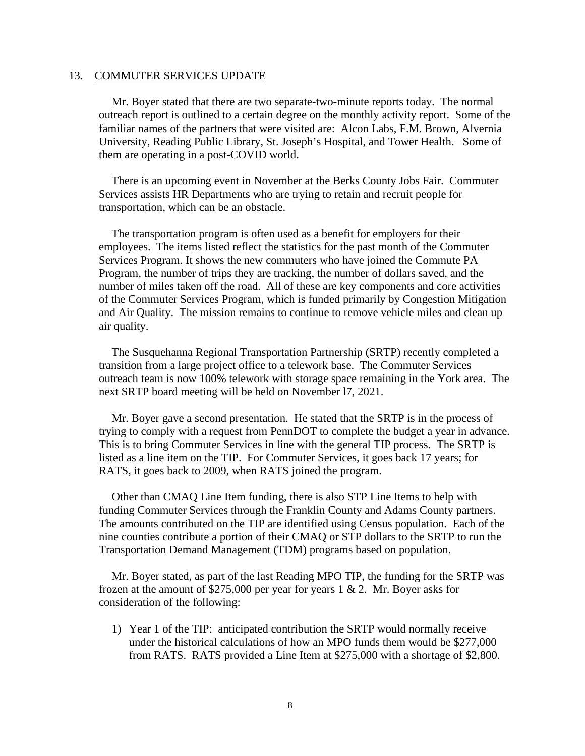13. COMMUTER SERVICES UPDATE

Mr. Boyer stated that there are two separate-two-minute reports today. The normal outreach report is outlined to a certain degree on the monthly activity report. Some of the familiar names of the partners that were visited are: Alcon Labs, F.M. Brown, Alvernia University, Reading Public Library, St. Joseph's Hospital, and Tower Health. Some of them are operating in a post-COVID world.

There is an upcoming event in November at the Berks County Jobs Fair. Commuter Services assists HR Departments who are trying to retain and recruit people for transportation, which can be an obstacle.

The transportation program is often used as a benefit for employers for their employees. The items listed reflect the statistics for the past month of the Commuter Services Program. It shows the new commuters who have joined the Commute PA Program, the number of trips they are tracking, the number of dollars saved, and the number of miles taken off the road. All of these are key components and core activities of the Commuter Services Program, which is funded primarily by Congestion Mitigation and Air Quality. The mission remains to continue to remove vehicle miles and clean up air quality.

The Susquehanna Regional Transportation Partnership (SRTP) recently completed a transition from a large project office to a telework base. The Commuter Services outreach team is now 100% telework with storage space remaining in the York area. The next SRTP board meeting will be held on November l7, 2021.

Mr. Boyer gave a second presentation. He stated that the SRTP is in the process of trying to comply with a request from PennDOT to complete the budget a year in advance. This is to bring Commuter Services in line with the general TIP process. The SRTP is listed as a line item on the TIP. For Commuter Services, it goes back 17 years; for RATS, it goes back to 2009, when RATS joined the program.

Other than CMAQ Line Item funding, there is also STP Line Items to help with funding Commuter Services through the Franklin County and Adams County partners. The amounts contributed on the TIP are identified using Census population. Each of the nine counties contribute a portion of their CMAQ or STP dollars to the SRTP to run the Transportation Demand Management (TDM) programs based on population.

Mr. Boyer stated, as part of the last Reading MPO TIP, the funding for the SRTP was frozen at the amount of $275,000 per year for years 1 & 2. Mr. Boyer asks for consideration of the following:

1) Year 1 of the TIP: anticipated contribution the SRTP would normally receive under the historical calculations of how an MPO funds them would be $277,000 from RATS. RATS provided a Line Item at $275,000 with a shortage of $2,800.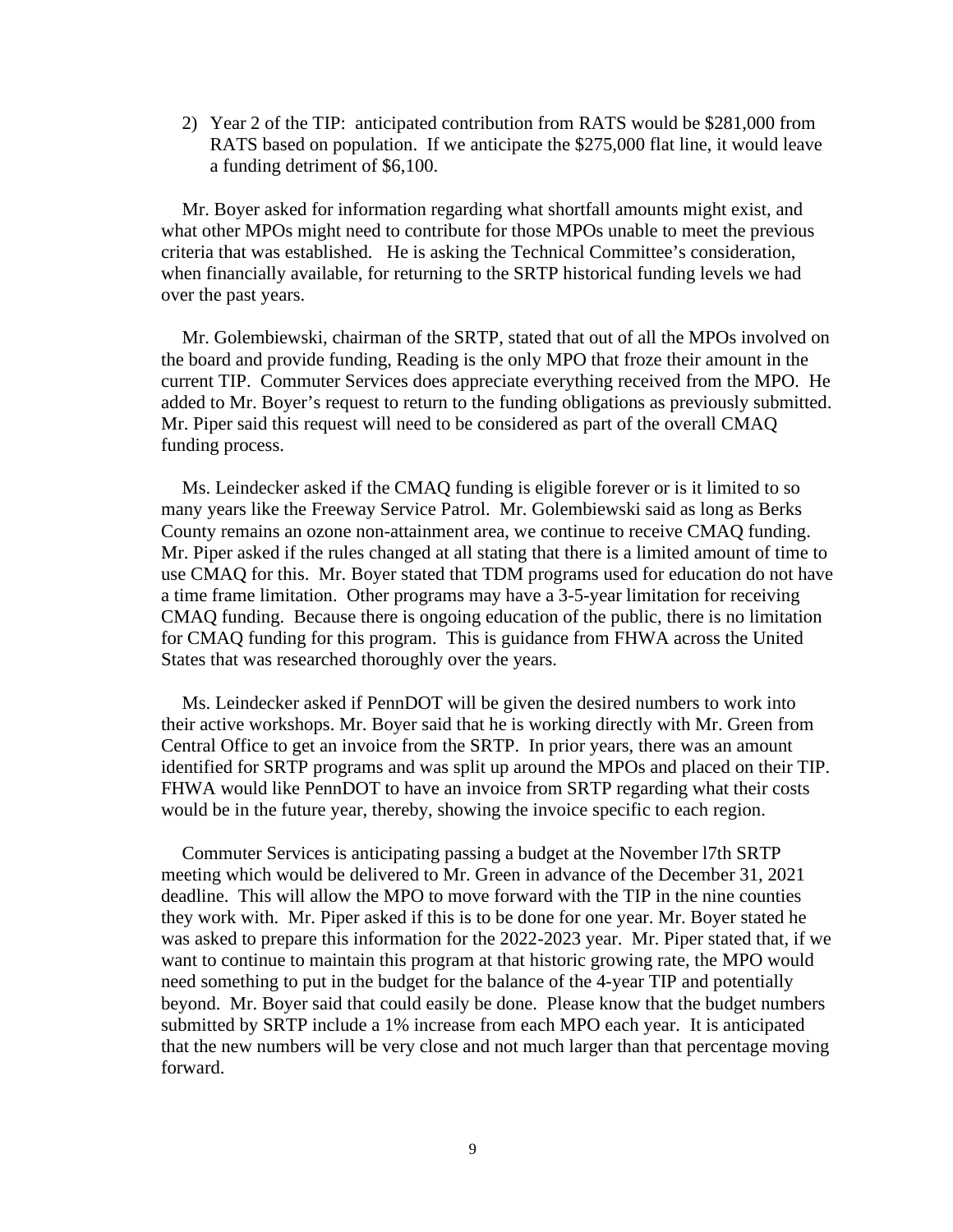2) Year 2 of the TIP: anticipated contribution from RATS would be $281,000 from RATS based on population. If we anticipate the $275,000 flat line, it would leave a funding detriment of $6,100.

Mr. Boyer asked for information regarding what shortfall amounts might exist, and what other MPOs might need to contribute for those MPOs unable to meet the previous criteria that was established. He is asking the Technical Committee's consideration, when financially available, for returning to the SRTP historical funding levels we had over the past years.

Mr. Golembiewski, chairman of the SRTP, stated that out of all the MPOs involved on the board and provide funding, Reading is the only MPO that froze their amount in the current TIP. Commuter Services does appreciate everything received from the MPO. He added to Mr. Boyer's request to return to the funding obligations as previously submitted. Mr. Piper said this request will need to be considered as part of the overall CMAQ funding process.

Ms. Leindecker asked if the CMAQ funding is eligible forever or is it limited to so many years like the Freeway Service Patrol. Mr. Golembiewski said as long as Berks County remains an ozone non-attainment area, we continue to receive CMAQ funding. Mr. Piper asked if the rules changed at all stating that there is a limited amount of time to use CMAQ for this. Mr. Boyer stated that TDM programs used for education do not have a time frame limitation. Other programs may have a 3-5-year limitation for receiving CMAQ funding. Because there is ongoing education of the public, there is no limitation for CMAQ funding for this program. This is guidance from FHWA across the United States that was researched thoroughly over the years.

Ms. Leindecker asked if PennDOT will be given the desired numbers to work into their active workshops. Mr. Boyer said that he is working directly with Mr. Green from Central Office to get an invoice from the SRTP. In prior years, there was an amount identified for SRTP programs and was split up around the MPOs and placed on their TIP. FHWA would like PennDOT to have an invoice from SRTP regarding what their costs would be in the future year, thereby, showing the invoice specific to each region.

Commuter Services is anticipating passing a budget at the November l7th SRTP meeting which would be delivered to Mr. Green in advance of the December 31, 2021 deadline. This will allow the MPO to move forward with the TIP in the nine counties they work with. Mr. Piper asked if this is to be done for one year. Mr. Boyer stated he was asked to prepare this information for the 2022-2023 year. Mr. Piper stated that, if we want to continue to maintain this program at that historic growing rate, the MPO would need something to put in the budget for the balance of the 4-year TIP and potentially beyond. Mr. Boyer said that could easily be done. Please know that the budget numbers submitted by SRTP include a 1% increase from each MPO each year. It is anticipated that the new numbers will be very close and not much larger than that percentage moving forward.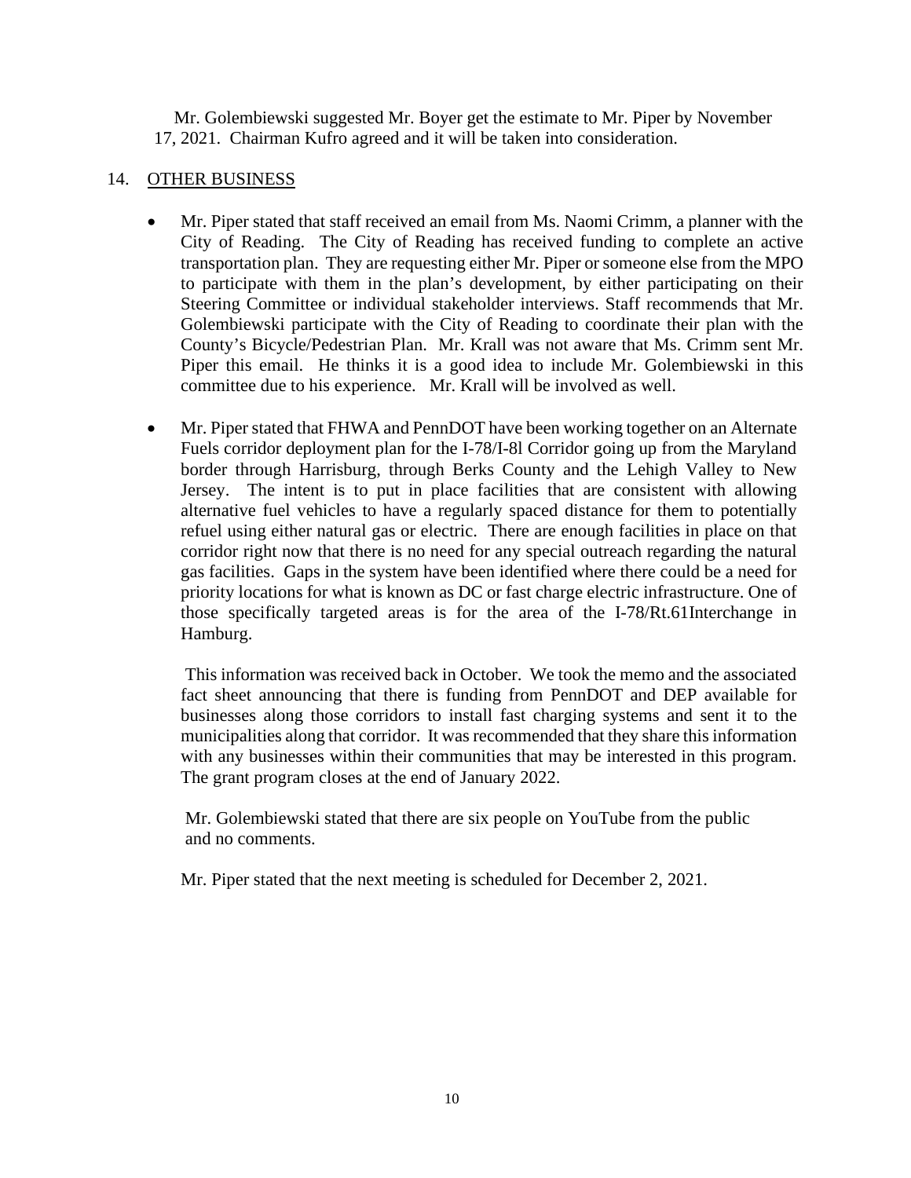Mr. Golembiewski suggested Mr. Boyer get the estimate to Mr. Piper by November 17, 2021. Chairman Kufro agreed and it will be taken into consideration.

## 14. OTHER BUSINESS

- Mr. Piper stated that staff received an email from Ms. Naomi Crimm, a planner with the City of Reading. The City of Reading has received funding to complete an active transportation plan. They are requesting either Mr. Piper or someone else from the MPO to participate with them in the plan's development, by either participating on their Steering Committee or individual stakeholder interviews. Staff recommends that Mr. Golembiewski participate with the City of Reading to coordinate their plan with the County's Bicycle/Pedestrian Plan. Mr. Krall was not aware that Ms. Crimm sent Mr. Piper this email. He thinks it is a good idea to include Mr. Golembiewski in this committee due to his experience. Mr. Krall will be involved as well.

- Mr. Piper stated that FHWA and PennDOT have been working together on an Alternate Fuels corridor deployment plan for the I-78/I-8l Corridor going up from the Maryland border through Harrisburg, through Berks County and the Lehigh Valley to New Jersey. The intent is to put in place facilities that are consistent with allowing alternative fuel vehicles to have a regularly spaced distance for them to potentially refuel using either natural gas or electric. There are enough facilities in place on that corridor right now that there is no need for any special outreach regarding the natural gas facilities. Gaps in the system have been identified where there could be a need for priority locations for what is known as DC or fast charge electric infrastructure. One of those specifically targeted areas is for the area of the I-78/Rt.61Interchange in Hamburg.

  This information was received back in October. We took the memo and the associated fact sheet announcing that there is funding from PennDOT and DEP available for businesses along those corridors to install fast charging systems and sent it to the municipalities along that corridor. It was recommended that they share this information with any businesses within their communities that may be interested in this program. The grant program closes at the end of January 2022.

  Mr. Golembiewski stated that there are six people on YouTube from the public and no comments.

  Mr. Piper stated that the next meeting is scheduled for December 2, 2021.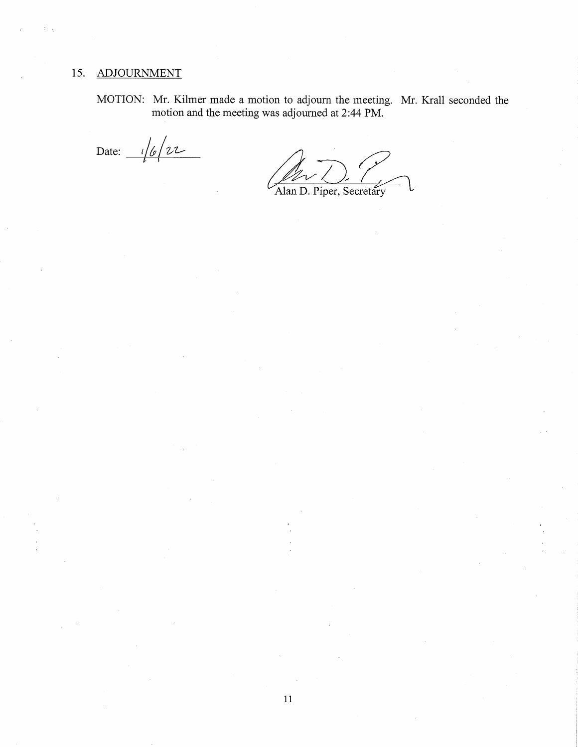## 15. ADJOURNMENT

MOTION: Mr. Kilmer made a motion to adjourn the meeting. Mr. Krall seconded the motion and the meeting was adjourned at 2:44 PM.

Date: 1/6/22

Alan D. Piper, Secretary